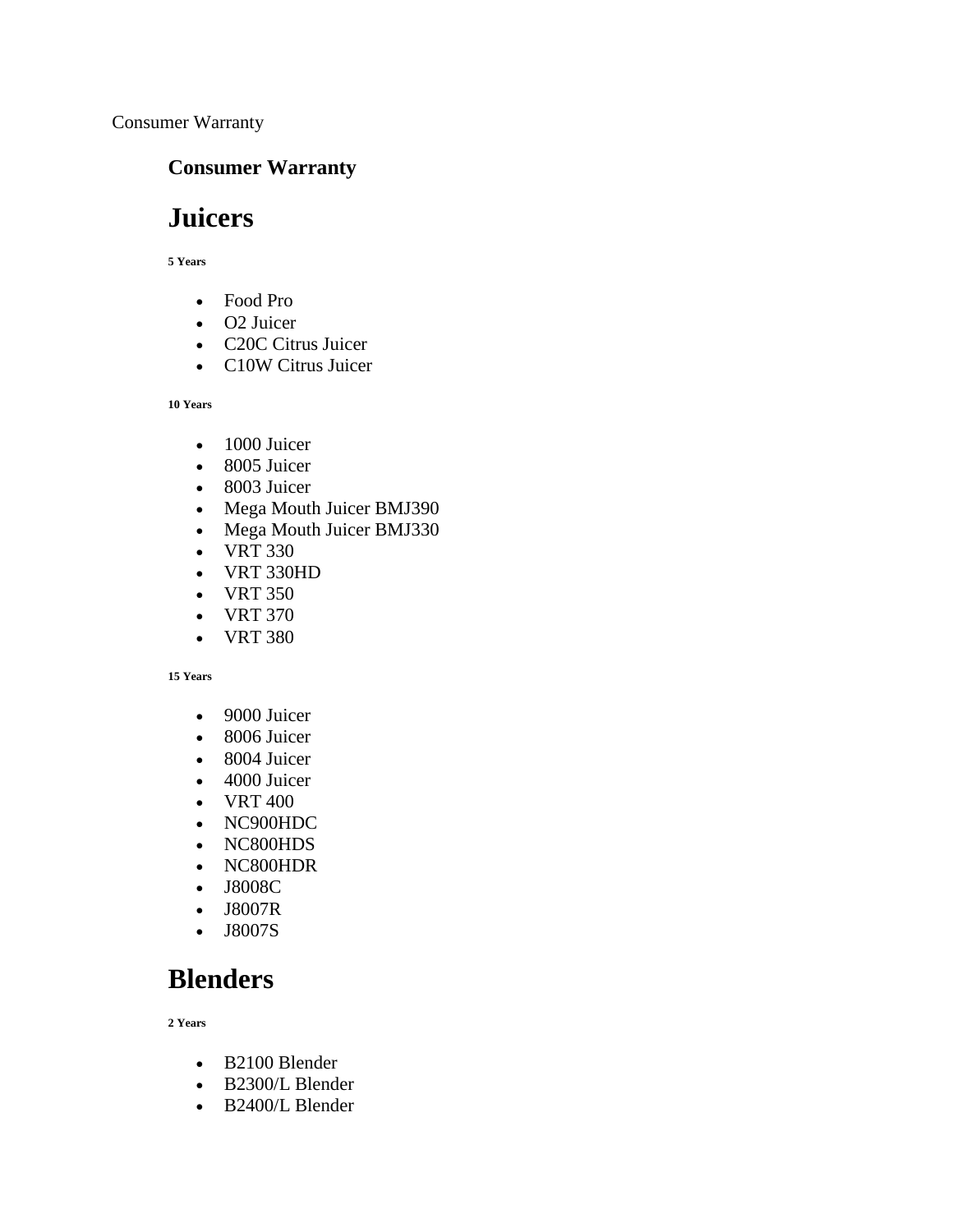Consumer Warranty

**Consumer Warranty**

# Juicers

###### 5 Years

- Food Pro
- O2 Juicer
- C20C Citrus Juicer
- C10W Citrus Juicer

###### 10 Years

- 1000 Juicer
- 8005 Juicer
- 8003 Juicer
- Mega Mouth Juicer BMJ390
- Mega Mouth Juicer BMJ330
- VRT 330
- VRT 330HD
- VRT 350
- VRT 370
- VRT 380

###### 15 Years

- 9000 Juicer
- 8006 Juicer
- 8004 Juicer
- 4000 Juicer
- VRT 400
- NC900HDC
- NC800HDS
- NC800HDR
- J8008C
- J8007R
- J8007S

# Blenders

###### 2 Years

- B2100 Blender
- B2300/L Blender
- B2400/L Blender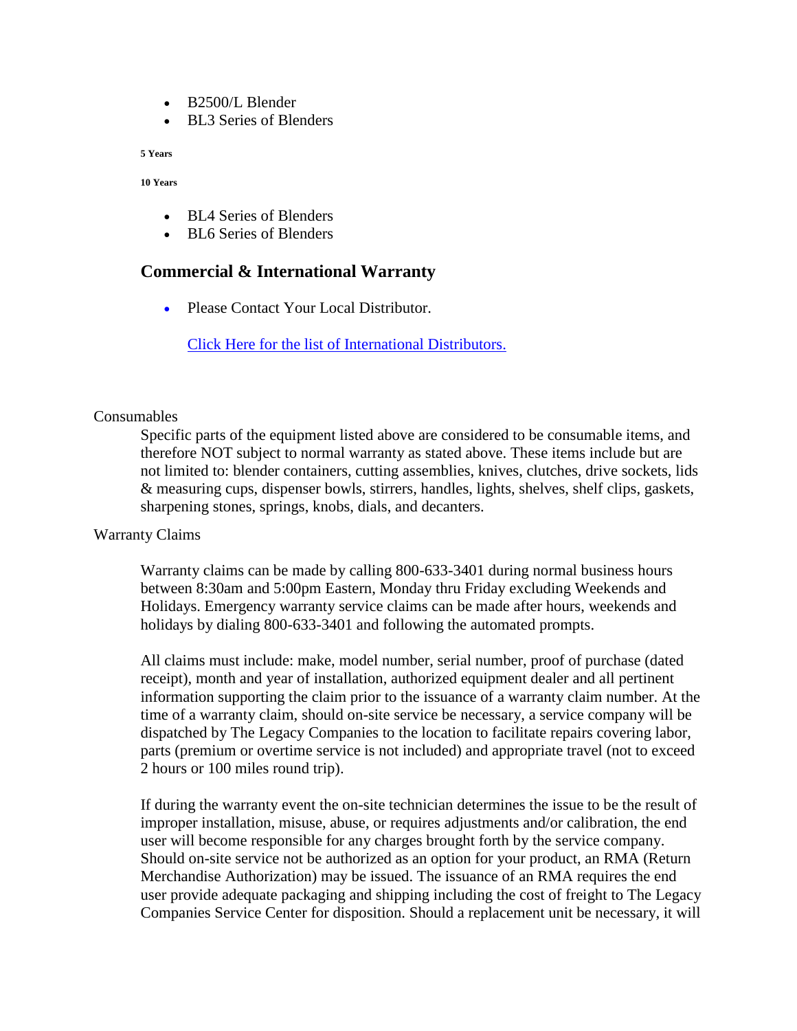- B2500/L Blender
- BL3 Series of Blenders

**5 Years**

**10 Years**

- BL4 Series of Blenders
- BL6 Series of Blenders

### Commercial & International Warranty

- Please Contact Your Local Distributor.

  Click Here for the list of International Distributors.

Consumables

Specific parts of the equipment listed above are considered to be consumable items, and therefore NOT subject to normal warranty as stated above. These items include but are not limited to: blender containers, cutting assemblies, knives, clutches, drive sockets, lids & measuring cups, dispenser bowls, stirrers, handles, lights, shelves, shelf clips, gaskets, sharpening stones, springs, knobs, dials, and decanters.

Warranty Claims

Warranty claims can be made by calling 800-633-3401 during normal business hours between 8:30am and 5:00pm Eastern, Monday thru Friday excluding Weekends and Holidays. Emergency warranty service claims can be made after hours, weekends and holidays by dialing 800-633-3401 and following the automated prompts.

All claims must include: make, model number, serial number, proof of purchase (dated receipt), month and year of installation, authorized equipment dealer and all pertinent information supporting the claim prior to the issuance of a warranty claim number. At the time of a warranty claim, should on-site service be necessary, a service company will be dispatched by The Legacy Companies to the location to facilitate repairs covering labor, parts (premium or overtime service is not included) and appropriate travel (not to exceed 2 hours or 100 miles round trip).

If during the warranty event the on-site technician determines the issue to be the result of improper installation, misuse, abuse, or requires adjustments and/or calibration, the end user will become responsible for any charges brought forth by the service company. Should on-site service not be authorized as an option for your product, an RMA (Return Merchandise Authorization) may be issued. The issuance of an RMA requires the end user provide adequate packaging and shipping including the cost of freight to The Legacy Companies Service Center for disposition. Should a replacement unit be necessary, it will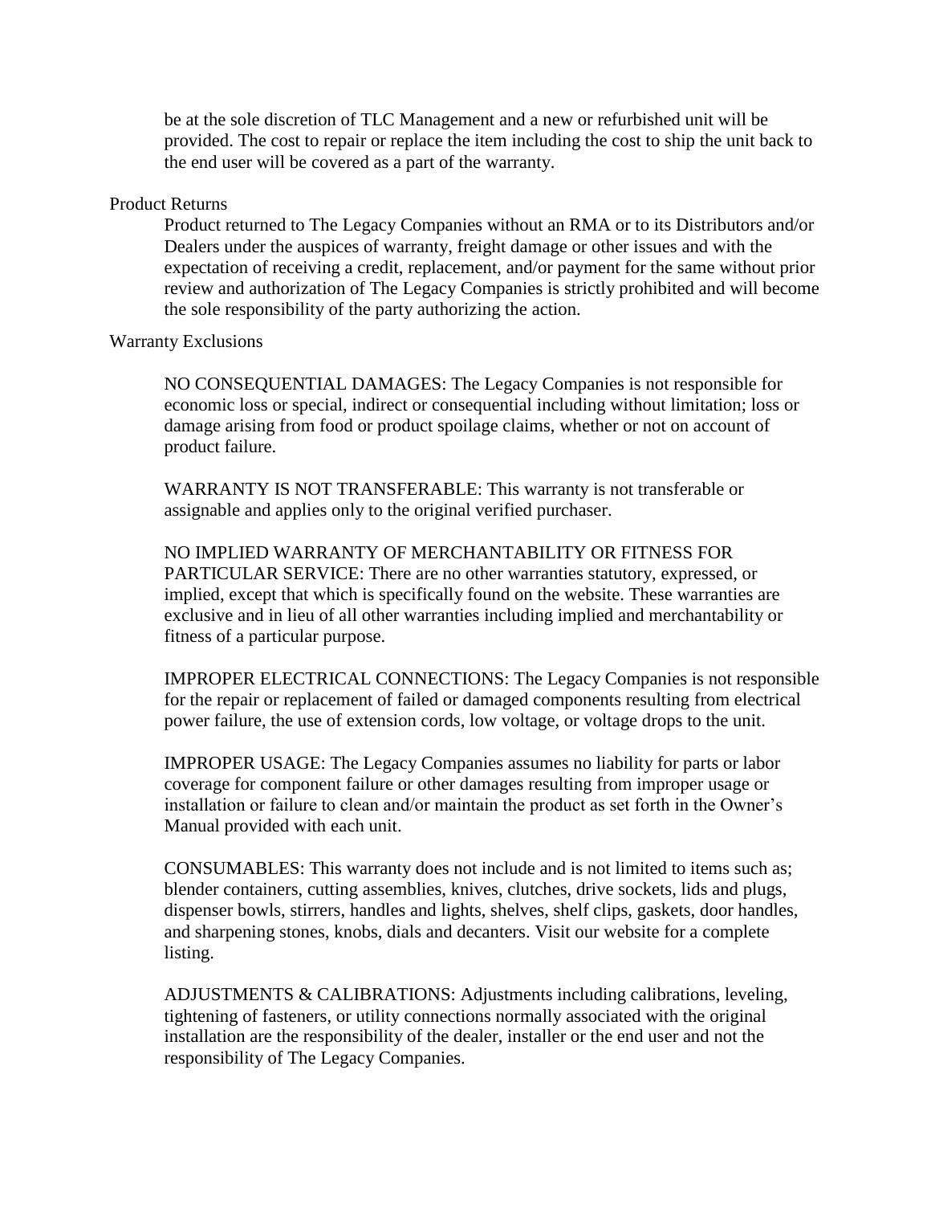be at the sole discretion of TLC Management and a new or refurbished unit will be provided. The cost to repair or replace the item including the cost to ship the unit back to the end user will be covered as a part of the warranty.

## Product Returns

Product returned to The Legacy Companies without an RMA or to its Distributors and/or Dealers under the auspices of warranty, freight damage or other issues and with the expectation of receiving a credit, replacement, and/or payment for the same without prior review and authorization of The Legacy Companies is strictly prohibited and will become the sole responsibility of the party authorizing the action.

## Warranty Exclusions

NO CONSEQUENTIAL DAMAGES: The Legacy Companies is not responsible for economic loss or special, indirect or consequential including without limitation; loss or damage arising from food or product spoilage claims, whether or not on account of product failure.

WARRANTY IS NOT TRANSFERABLE: This warranty is not transferable or assignable and applies only to the original verified purchaser.

NO IMPLIED WARRANTY OF MERCHANTABILITY OR FITNESS FOR PARTICULAR SERVICE: There are no other warranties statutory, expressed, or implied, except that which is specifically found on the website. These warranties are exclusive and in lieu of all other warranties including implied and merchantability or fitness of a particular purpose.

IMPROPER ELECTRICAL CONNECTIONS: The Legacy Companies is not responsible for the repair or replacement of failed or damaged components resulting from electrical power failure, the use of extension cords, low voltage, or voltage drops to the unit.

IMPROPER USAGE: The Legacy Companies assumes no liability for parts or labor coverage for component failure or other damages resulting from improper usage or installation or failure to clean and/or maintain the product as set forth in the Owner's Manual provided with each unit.

CONSUMABLES: This warranty does not include and is not limited to items such as; blender containers, cutting assemblies, knives, clutches, drive sockets, lids and plugs, dispenser bowls, stirrers, handles and lights, shelves, shelf clips, gaskets, door handles, and sharpening stones, knobs, dials and decanters. Visit our website for a complete listing.

ADJUSTMENTS & CALIBRATIONS: Adjustments including calibrations, leveling, tightening of fasteners, or utility connections normally associated with the original installation are the responsibility of the dealer, installer or the end user and not the responsibility of The Legacy Companies.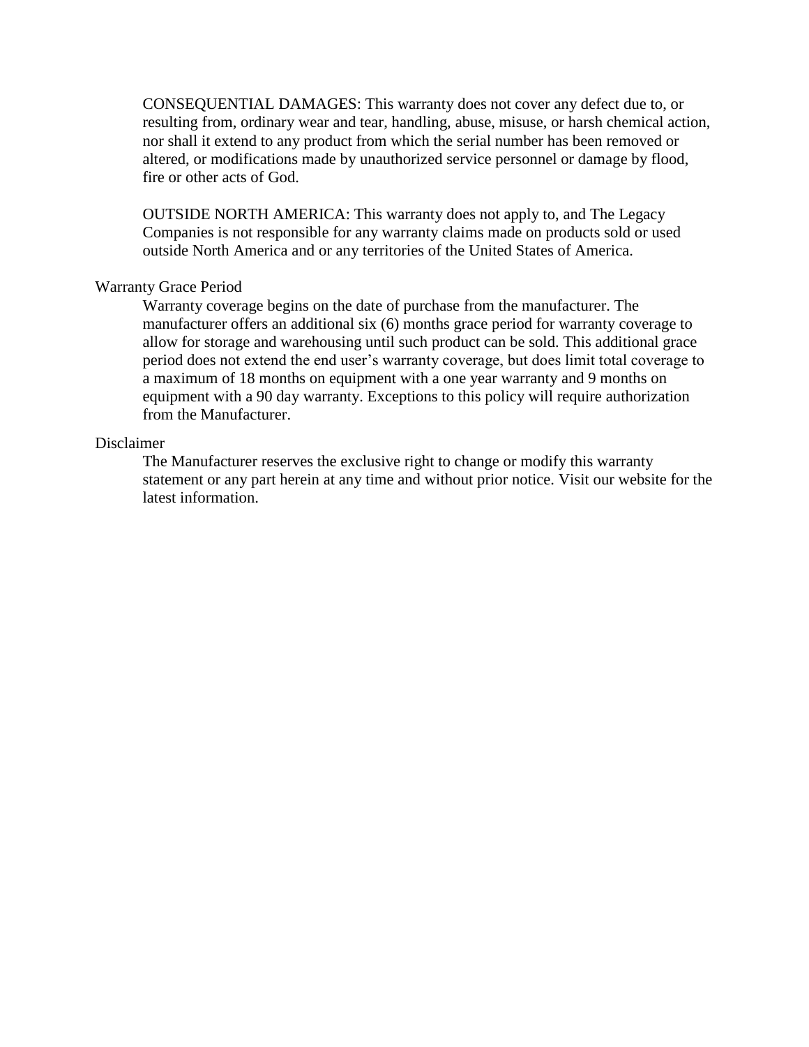CONSEQUENTIAL DAMAGES: This warranty does not cover any defect due to, or resulting from, ordinary wear and tear, handling, abuse, misuse, or harsh chemical action, nor shall it extend to any product from which the serial number has been removed or altered, or modifications made by unauthorized service personnel or damage by flood, fire or other acts of God.

OUTSIDE NORTH AMERICA: This warranty does not apply to, and The Legacy Companies is not responsible for any warranty claims made on products sold or used outside North America and or any territories of the United States of America.

### Warranty Grace Period

Warranty coverage begins on the date of purchase from the manufacturer. The manufacturer offers an additional six (6) months grace period for warranty coverage to allow for storage and warehousing until such product can be sold. This additional grace period does not extend the end user's warranty coverage, but does limit total coverage to a maximum of 18 months on equipment with a one year warranty and 9 months on equipment with a 90 day warranty. Exceptions to this policy will require authorization from the Manufacturer.

### Disclaimer

The Manufacturer reserves the exclusive right to change or modify this warranty statement or any part herein at any time and without prior notice. Visit our website for the latest information.